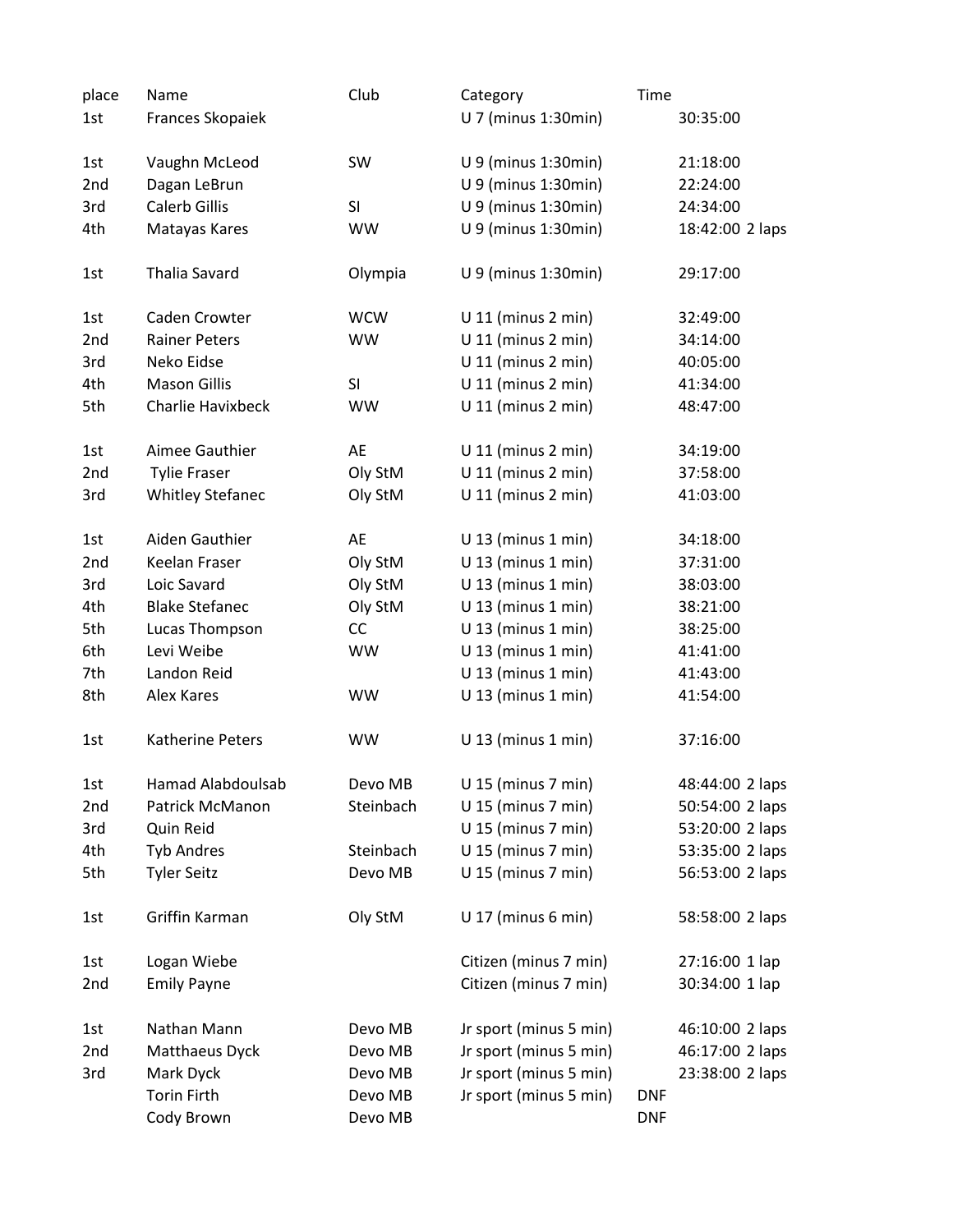| place | Name | Club | Category | Time |
|---|---|---|---|---|
| 1st | Frances Skopaiek | | U 7 (minus 1:30min) | 30:35:00 |
| | | | | |
| 1st | Vaughn McLeod | SW | U 9 (minus 1:30min) | 21:18:00 |
| 2nd | Dagan LeBrun | | U 9 (minus 1:30min) | 22:24:00 |
| 3rd | Calerb Gillis | SI | U 9 (minus 1:30min) | 24:34:00 |
| 4th | Matayas Kares | WW | U 9 (minus 1:30min) | 18:42:00 2 laps |
| | | | | |
| 1st | Thalia Savard | Olympia | U 9 (minus 1:30min) | 29:17:00 |
| | | | | |
| 1st | Caden Crowter | WCW | U 11 (minus 2 min) | 32:49:00 |
| 2nd | Rainer Peters | WW | U 11 (minus 2 min) | 34:14:00 |
| 3rd | Neko Eidse | | U 11 (minus 2 min) | 40:05:00 |
| 4th | Mason Gillis | SI | U 11 (minus 2 min) | 41:34:00 |
| 5th | Charlie Havixbeck | WW | U 11 (minus 2 min) | 48:47:00 |
| | | | | |
| 1st | Aimee Gauthier | AE | U 11 (minus 2 min) | 34:19:00 |
| 2nd | Tylie Fraser | Oly StM | U 11 (minus 2 min) | 37:58:00 |
| 3rd | Whitley Stefanec | Oly StM | U 11 (minus 2 min) | 41:03:00 |
| | | | | |
| 1st | Aiden Gauthier | AE | U 13 (minus 1 min) | 34:18:00 |
| 2nd | Keelan Fraser | Oly StM | U 13 (minus 1 min) | 37:31:00 |
| 3rd | Loic Savard | Oly StM | U 13 (minus 1 min) | 38:03:00 |
| 4th | Blake Stefanec | Oly StM | U 13 (minus 1 min) | 38:21:00 |
| 5th | Lucas Thompson | CC | U 13 (minus 1 min) | 38:25:00 |
| 6th | Levi Weibe | WW | U 13 (minus 1 min) | 41:41:00 |
| 7th | Landon Reid | | U 13 (minus 1 min) | 41:43:00 |
| 8th | Alex Kares | WW | U 13 (minus 1 min) | 41:54:00 |
| | | | | |
| 1st | Katherine Peters | WW | U 13 (minus 1 min) | 37:16:00 |
| | | | | |
| 1st | Hamad Alabdoulsab | Devo MB | U 15 (minus 7 min) | 48:44:00 2 laps |
| 2nd | Patrick McManon | Steinbach | U 15 (minus 7 min) | 50:54:00 2 laps |
| 3rd | Quin Reid | | U 15 (minus 7 min) | 53:20:00 2 laps |
| 4th | Tyb Andres | Steinbach | U 15 (minus 7 min) | 53:35:00 2 laps |
| 5th | Tyler Seitz | Devo MB | U 15 (minus 7 min) | 56:53:00 2 laps |
| | | | | |
| 1st | Griffin Karman | Oly StM | U 17 (minus 6 min) | 58:58:00 2 laps |
| | | | | |
| 1st | Logan Wiebe | | Citizen (minus 7 min) | 27:16:00 1 lap |
| 2nd | Emily Payne | | Citizen (minus 7 min) | 30:34:00 1 lap |
| | | | | |
| 1st | Nathan Mann | Devo MB | Jr sport (minus 5 min) | 46:10:00 2 laps |
| 2nd | Matthaeus Dyck | Devo MB | Jr sport (minus 5 min) | 46:17:00 2 laps |
| 3rd | Mark Dyck | Devo MB | Jr sport (minus 5 min) | 23:38:00 2 laps |
| | Torin Firth | Devo MB | Jr sport (minus 5 min) | DNF |
| | Cody Brown | Devo MB | | DNF |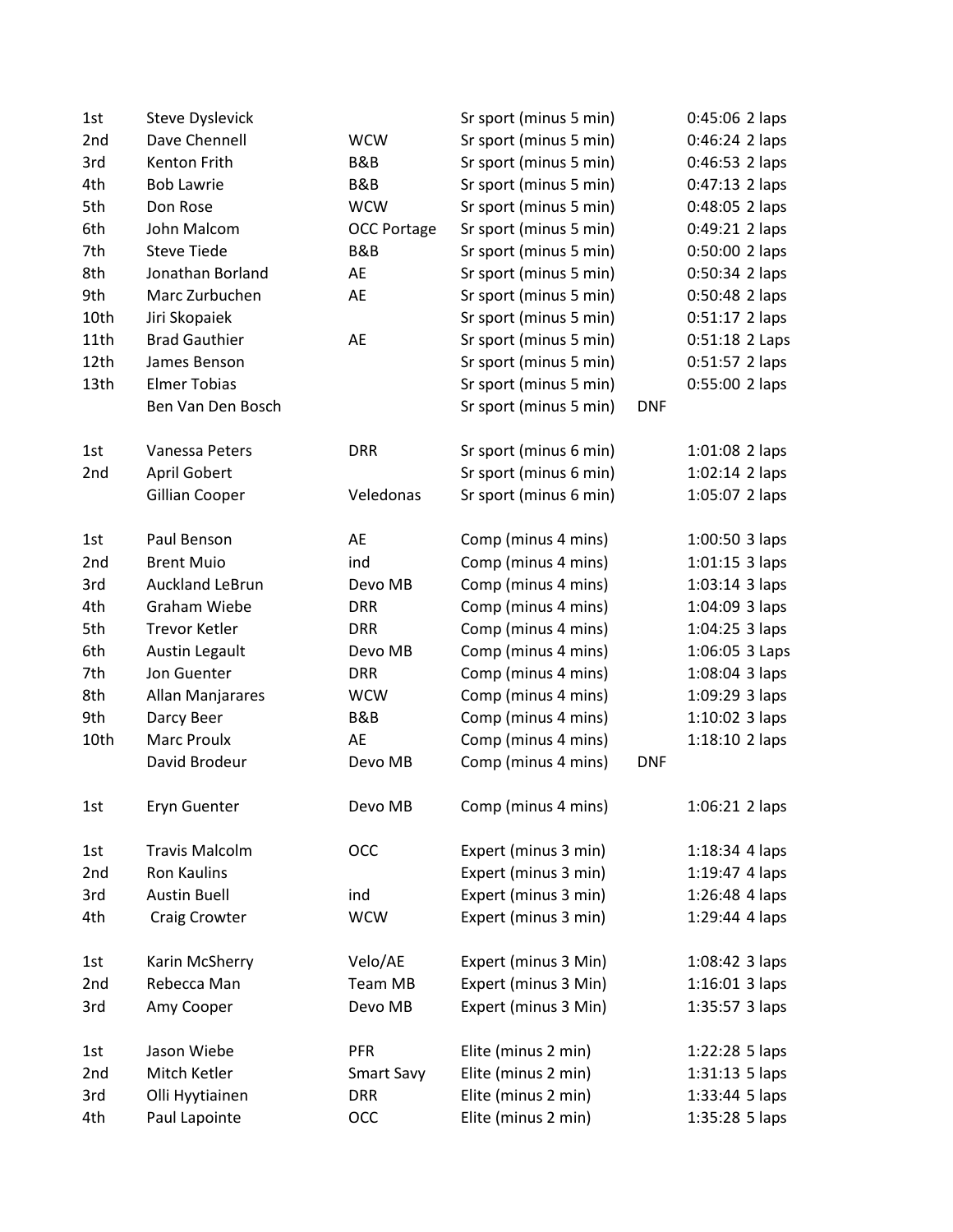| | | | | | |
|---|---|---|---|---|---|
| 1st | Steve Dyslevick | | Sr sport (minus 5 min) | | 0:45:06 2 laps |
| 2nd | Dave Chennell | WCW | Sr sport (minus 5 min) | | 0:46:24 2 laps |
| 3rd | Kenton Frith | B&B | Sr sport (minus 5 min) | | 0:46:53 2 laps |
| 4th | Bob Lawrie | B&B | Sr sport (minus 5 min) | | 0:47:13 2 laps |
| 5th | Don Rose | WCW | Sr sport (minus 5 min) | | 0:48:05 2 laps |
| 6th | John Malcom | OCC Portage | Sr sport (minus 5 min) | | 0:49:21 2 laps |
| 7th | Steve Tiede | B&B | Sr sport (minus 5 min) | | 0:50:00 2 laps |
| 8th | Jonathan Borland | AE | Sr sport (minus 5 min) | | 0:50:34 2 laps |
| 9th | Marc Zurbuchen | AE | Sr sport (minus 5 min) | | 0:50:48 2 laps |
| 10th | Jiri Skopaiek | | Sr sport (minus 5 min) | | 0:51:17 2 laps |
| 11th | Brad Gauthier | AE | Sr sport (minus 5 min) | | 0:51:18 2 Laps |
| 12th | James Benson | | Sr sport (minus 5 min) | | 0:51:57 2 laps |
| 13th | Elmer Tobias | | Sr sport (minus 5 min) | | 0:55:00 2 laps |
| | Ben Van Den Bosch | | Sr sport (minus 5 min) | DNF | |
| | | | | | |
| 1st | Vanessa Peters | DRR | Sr sport (minus 6 min) | | 1:01:08 2 laps |
| 2nd | April Gobert | | Sr sport (minus 6 min) | | 1:02:14 2 laps |
| | Gillian Cooper | Veledonas | Sr sport (minus 6 min) | | 1:05:07 2 laps |
| | | | | | |
| 1st | Paul Benson | AE | Comp (minus 4 mins) | | 1:00:50 3 laps |
| 2nd | Brent Muio | ind | Comp (minus 4 mins) | | 1:01:15 3 laps |
| 3rd | Auckland LeBrun | Devo MB | Comp (minus 4 mins) | | 1:03:14 3 laps |
| 4th | Graham Wiebe | DRR | Comp (minus 4 mins) | | 1:04:09 3 laps |
| 5th | Trevor Ketler | DRR | Comp (minus 4 mins) | | 1:04:25 3 laps |
| 6th | Austin Legault | Devo MB | Comp (minus 4 mins) | | 1:06:05 3 Laps |
| 7th | Jon Guenter | DRR | Comp (minus 4 mins) | | 1:08:04 3 laps |
| 8th | Allan Manjarares | WCW | Comp (minus 4 mins) | | 1:09:29 3 laps |
| 9th | Darcy Beer | B&B | Comp (minus 4 mins) | | 1:10:02 3 laps |
| 10th | Marc Proulx | AE | Comp (minus 4 mins) | | 1:18:10 2 laps |
| | David Brodeur | Devo MB | Comp (minus 4 mins) | DNF | |
| | | | | | |
| 1st | Eryn Guenter | Devo MB | Comp (minus 4 mins) | | 1:06:21 2 laps |
| | | | | | |
| 1st | Travis Malcolm | OCC | Expert (minus 3 min) | | 1:18:34 4 laps |
| 2nd | Ron Kaulins | | Expert (minus 3 min) | | 1:19:47 4 laps |
| 3rd | Austin Buell | ind | Expert (minus 3 min) | | 1:26:48 4 laps |
| 4th | Craig Crowter | WCW | Expert (minus 3 min) | | 1:29:44 4 laps |
| | | | | | |
| 1st | Karin McSherry | Velo/AE | Expert (minus 3 Min) | | 1:08:42 3 laps |
| 2nd | Rebecca Man | Team MB | Expert (minus 3 Min) | | 1:16:01 3 laps |
| 3rd | Amy Cooper | Devo MB | Expert (minus 3 Min) | | 1:35:57 3 laps |
| | | | | | |
| 1st | Jason Wiebe | PFR | Elite (minus 2 min) | | 1:22:28 5 laps |
| 2nd | Mitch Ketler | Smart Savy | Elite (minus 2 min) | | 1:31:13 5 laps |
| 3rd | Olli Hyytiainen | DRR | Elite (minus 2 min) | | 1:33:44 5 laps |
| 4th | Paul Lapointe | OCC | Elite (minus 2 min) | | 1:35:28 5 laps |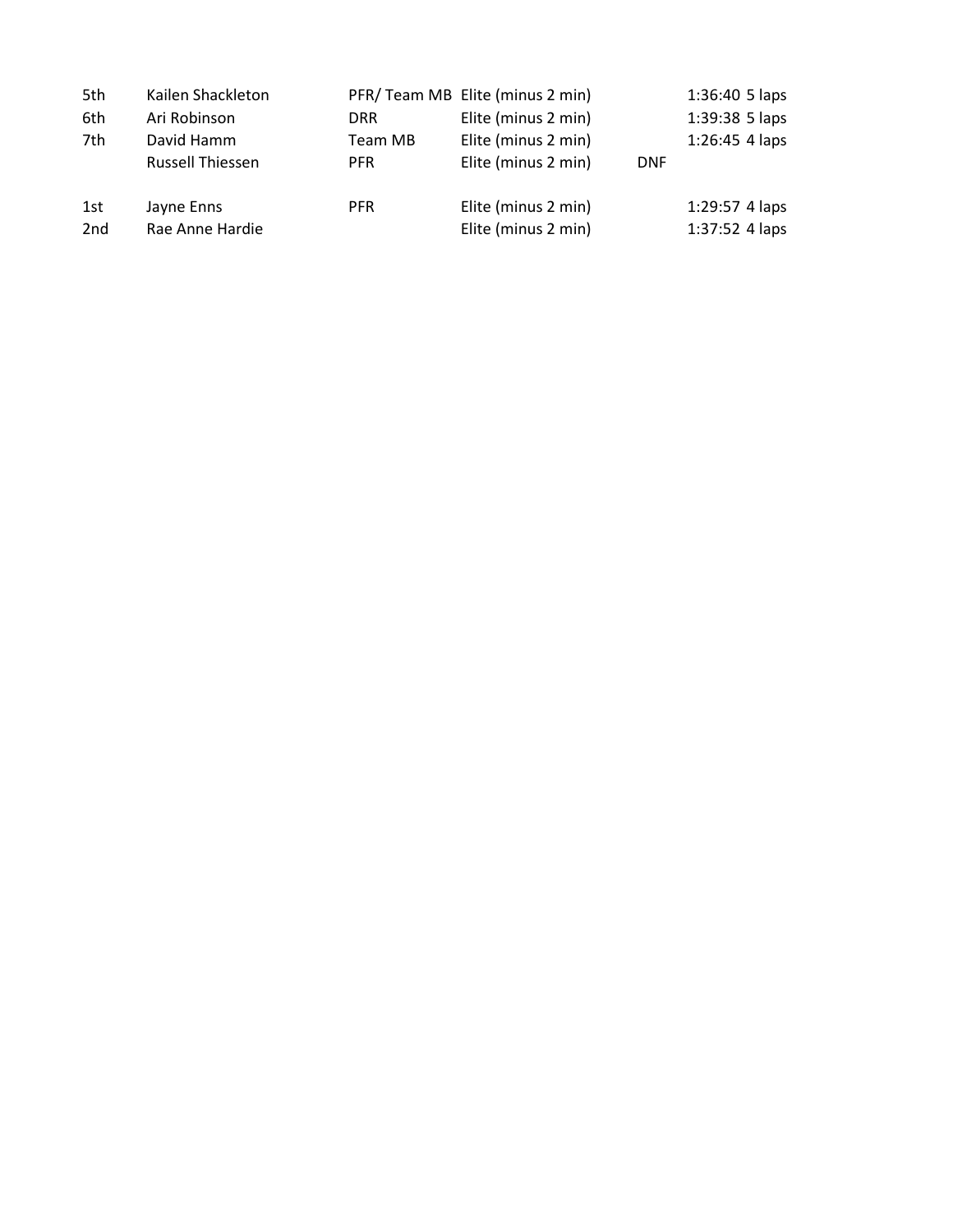| | | | | | |
|---|---|---|---|---|---|
| 5th | Kailen Shackleton | PFR/ Team MB | Elite (minus 2 min) | | 1:36:40 5 laps |
| 6th | Ari Robinson | DRR | Elite (minus 2 min) | | 1:39:38 5 laps |
| 7th | David Hamm | Team MB | Elite (minus 2 min) | | 1:26:45 4 laps |
| | Russell Thiessen | PFR | Elite (minus 2 min) | DNF | |
| | | | | | |
| 1st | Jayne Enns | PFR | Elite (minus 2 min) | | 1:29:57 4 laps |
| 2nd | Rae Anne Hardie | | Elite (minus 2 min) | | 1:37:52 4 laps |